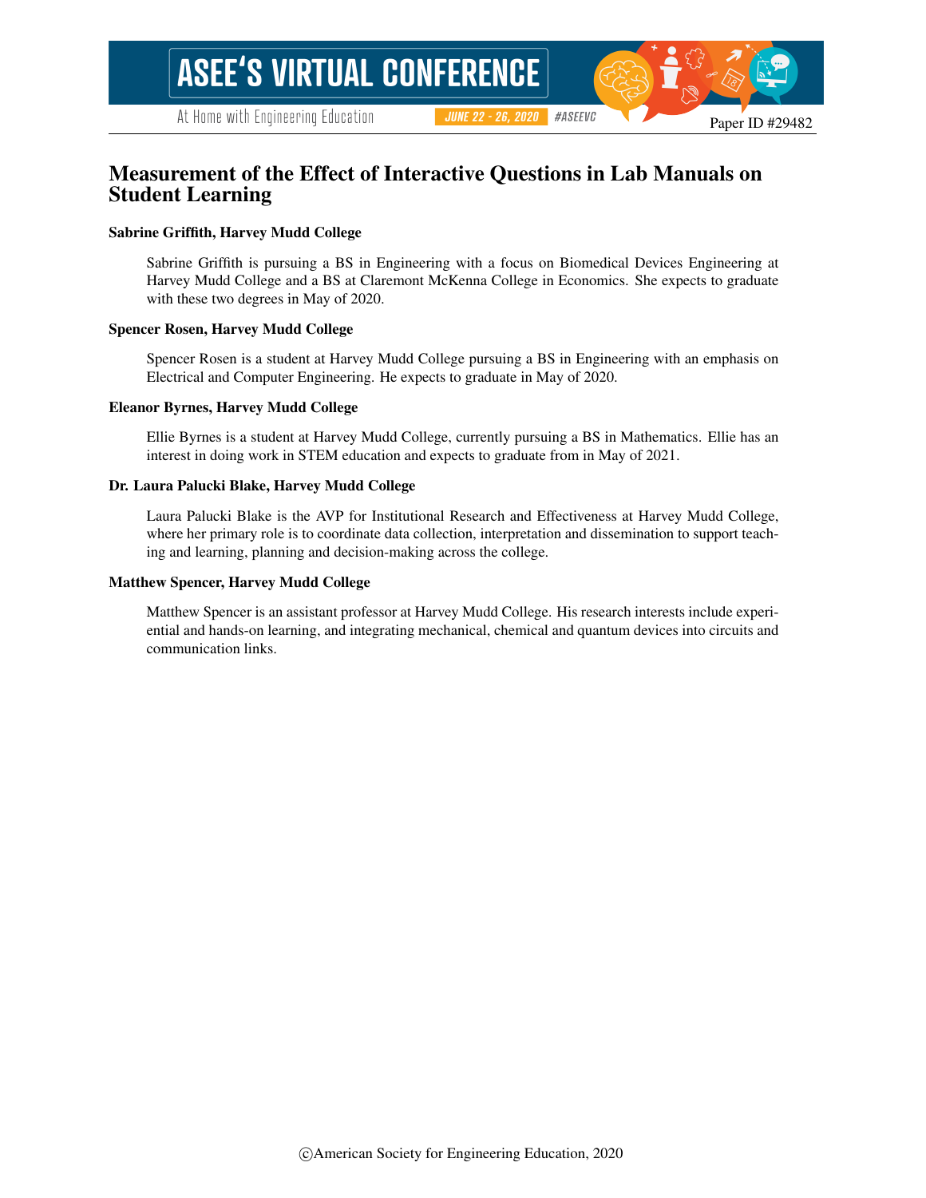# Measurement of the Effect of Interactive Questions in Lab Manuals on Student Learning

**Sabrine Griffith, Harvey Mudd College**

Sabrine Griffith is pursuing a BS in Engineering with a focus on Biomedical Devices Engineering at Harvey Mudd College and a BS at Claremont McKenna College in Economics. She expects to graduate with these two degrees in May of 2020.

**Spencer Rosen, Harvey Mudd College**

Spencer Rosen is a student at Harvey Mudd College pursuing a BS in Engineering with an emphasis on Electrical and Computer Engineering. He expects to graduate in May of 2020.

**Eleanor Byrnes, Harvey Mudd College**

Ellie Byrnes is a student at Harvey Mudd College, currently pursuing a BS in Mathematics. Ellie has an interest in doing work in STEM education and expects to graduate from in May of 2021.

**Dr. Laura Palucki Blake, Harvey Mudd College**

Laura Palucki Blake is the AVP for Institutional Research and Effectiveness at Harvey Mudd College, where her primary role is to coordinate data collection, interpretation and dissemination to support teaching and learning, planning and decision-making across the college.

**Matthew Spencer, Harvey Mudd College**

Matthew Spencer is an assistant professor at Harvey Mudd College. His research interests include experiential and hands-on learning, and integrating mechanical, chemical and quantum devices into circuits and communication links.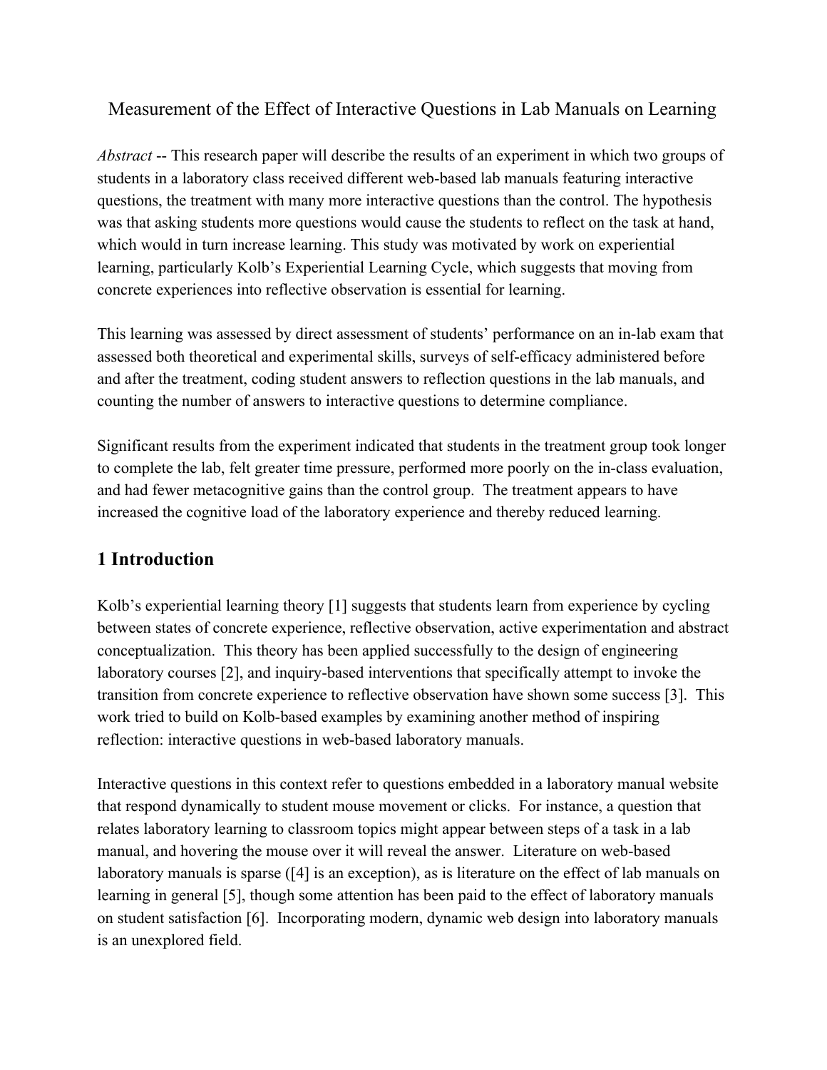# Measurement of the Effect of Interactive Questions in Lab Manuals on Learning

*Abstract* -- This research paper will describe the results of an experiment in which two groups of students in a laboratory class received different web-based lab manuals featuring interactive questions, the treatment with many more interactive questions than the control. The hypothesis was that asking students more questions would cause the students to reflect on the task at hand, which would in turn increase learning. This study was motivated by work on experiential learning, particularly Kolb's Experiential Learning Cycle, which suggests that moving from concrete experiences into reflective observation is essential for learning.

This learning was assessed by direct assessment of students' performance on an in-lab exam that assessed both theoretical and experimental skills, surveys of self-efficacy administered before and after the treatment, coding student answers to reflection questions in the lab manuals, and counting the number of answers to interactive questions to determine compliance.

Significant results from the experiment indicated that students in the treatment group took longer to complete the lab, felt greater time pressure, performed more poorly on the in-class evaluation, and had fewer metacognitive gains than the control group. The treatment appears to have increased the cognitive load of the laboratory experience and thereby reduced learning.

## 1 Introduction

Kolb's experiential learning theory [1] suggests that students learn from experience by cycling between states of concrete experience, reflective observation, active experimentation and abstract conceptualization. This theory has been applied successfully to the design of engineering laboratory courses [2], and inquiry-based interventions that specifically attempt to invoke the transition from concrete experience to reflective observation have shown some success [3]. This work tried to build on Kolb-based examples by examining another method of inspiring reflection: interactive questions in web-based laboratory manuals.

Interactive questions in this context refer to questions embedded in a laboratory manual website that respond dynamically to student mouse movement or clicks. For instance, a question that relates laboratory learning to classroom topics might appear between steps of a task in a lab manual, and hovering the mouse over it will reveal the answer. Literature on web-based laboratory manuals is sparse ([4] is an exception), as is literature on the effect of lab manuals on learning in general [5], though some attention has been paid to the effect of laboratory manuals on student satisfaction [6]. Incorporating modern, dynamic web design into laboratory manuals is an unexplored field.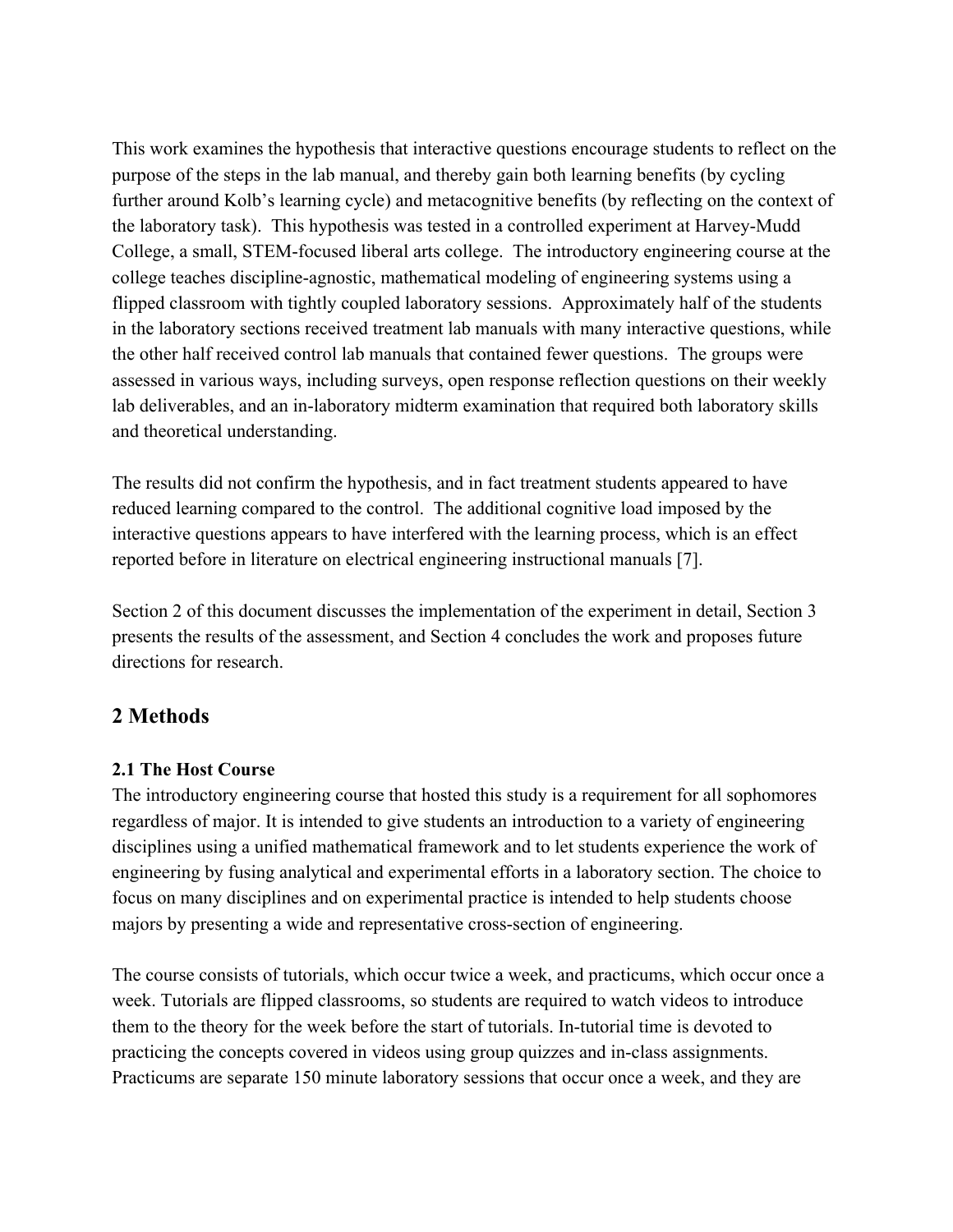This work examines the hypothesis that interactive questions encourage students to reflect on the purpose of the steps in the lab manual, and thereby gain both learning benefits (by cycling further around Kolb's learning cycle) and metacognitive benefits (by reflecting on the context of the laboratory task). This hypothesis was tested in a controlled experiment at Harvey-Mudd College, a small, STEM-focused liberal arts college. The introductory engineering course at the college teaches discipline-agnostic, mathematical modeling of engineering systems using a flipped classroom with tightly coupled laboratory sessions. Approximately half of the students in the laboratory sections received treatment lab manuals with many interactive questions, while the other half received control lab manuals that contained fewer questions. The groups were assessed in various ways, including surveys, open response reflection questions on their weekly lab deliverables, and an in-laboratory midterm examination that required both laboratory skills and theoretical understanding.

The results did not confirm the hypothesis, and in fact treatment students appeared to have reduced learning compared to the control. The additional cognitive load imposed by the interactive questions appears to have interfered with the learning process, which is an effect reported before in literature on electrical engineering instructional manuals [7].

Section 2 of this document discusses the implementation of the experiment in detail, Section 3 presents the results of the assessment, and Section 4 concludes the work and proposes future directions for research.

## 2 Methods

### 2.1 The Host Course

The introductory engineering course that hosted this study is a requirement for all sophomores regardless of major. It is intended to give students an introduction to a variety of engineering disciplines using a unified mathematical framework and to let students experience the work of engineering by fusing analytical and experimental efforts in a laboratory section. The choice to focus on many disciplines and on experimental practice is intended to help students choose majors by presenting a wide and representative cross-section of engineering.

The course consists of tutorials, which occur twice a week, and practicums, which occur once a week. Tutorials are flipped classrooms, so students are required to watch videos to introduce them to the theory for the week before the start of tutorials. In-tutorial time is devoted to practicing the concepts covered in videos using group quizzes and in-class assignments. Practicums are separate 150 minute laboratory sessions that occur once a week, and they are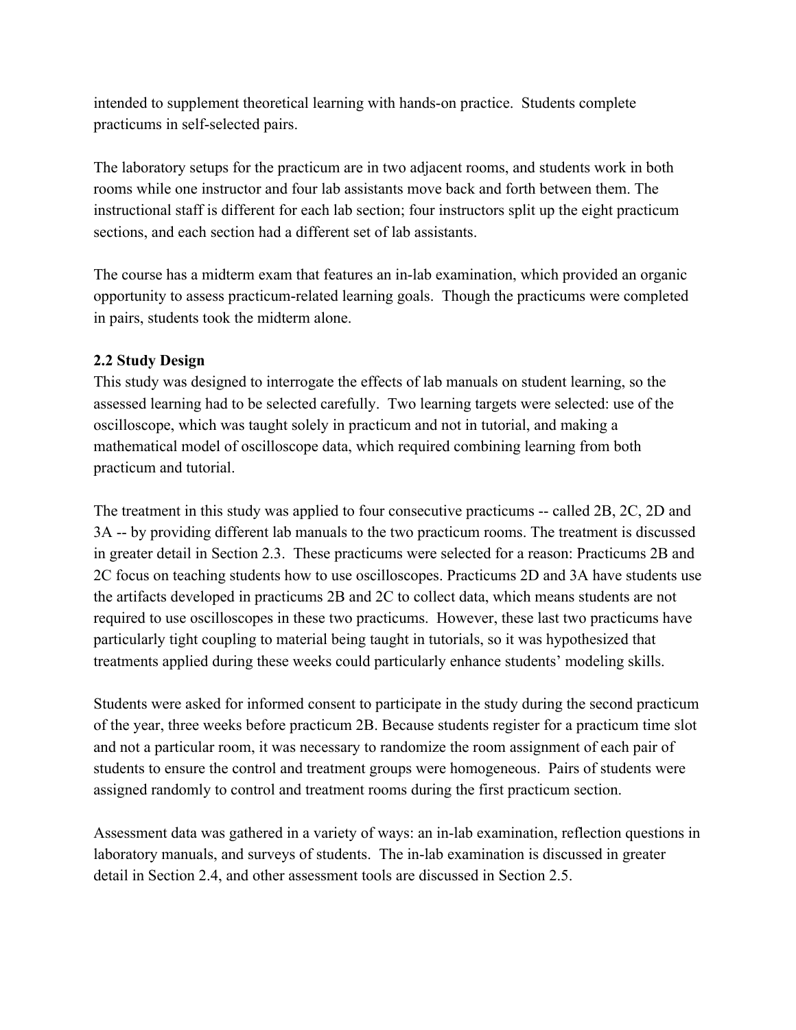intended to supplement theoretical learning with hands-on practice. Students complete practicums in self-selected pairs.

The laboratory setups for the practicum are in two adjacent rooms, and students work in both rooms while one instructor and four lab assistants move back and forth between them. The instructional staff is different for each lab section; four instructors split up the eight practicum sections, and each section had a different set of lab assistants.

The course has a midterm exam that features an in-lab examination, which provided an organic opportunity to assess practicum-related learning goals. Though the practicums were completed in pairs, students took the midterm alone.

### 2.2 Study Design

This study was designed to interrogate the effects of lab manuals on student learning, so the assessed learning had to be selected carefully. Two learning targets were selected: use of the oscilloscope, which was taught solely in practicum and not in tutorial, and making a mathematical model of oscilloscope data, which required combining learning from both practicum and tutorial.

The treatment in this study was applied to four consecutive practicums -- called 2B, 2C, 2D and 3A -- by providing different lab manuals to the two practicum rooms. The treatment is discussed in greater detail in Section 2.3. These practicums were selected for a reason: Practicums 2B and 2C focus on teaching students how to use oscilloscopes. Practicums 2D and 3A have students use the artifacts developed in practicums 2B and 2C to collect data, which means students are not required to use oscilloscopes in these two practicums. However, these last two practicums have particularly tight coupling to material being taught in tutorials, so it was hypothesized that treatments applied during these weeks could particularly enhance students' modeling skills.

Students were asked for informed consent to participate in the study during the second practicum of the year, three weeks before practicum 2B. Because students register for a practicum time slot and not a particular room, it was necessary to randomize the room assignment of each pair of students to ensure the control and treatment groups were homogeneous. Pairs of students were assigned randomly to control and treatment rooms during the first practicum section.

Assessment data was gathered in a variety of ways: an in-lab examination, reflection questions in laboratory manuals, and surveys of students. The in-lab examination is discussed in greater detail in Section 2.4, and other assessment tools are discussed in Section 2.5.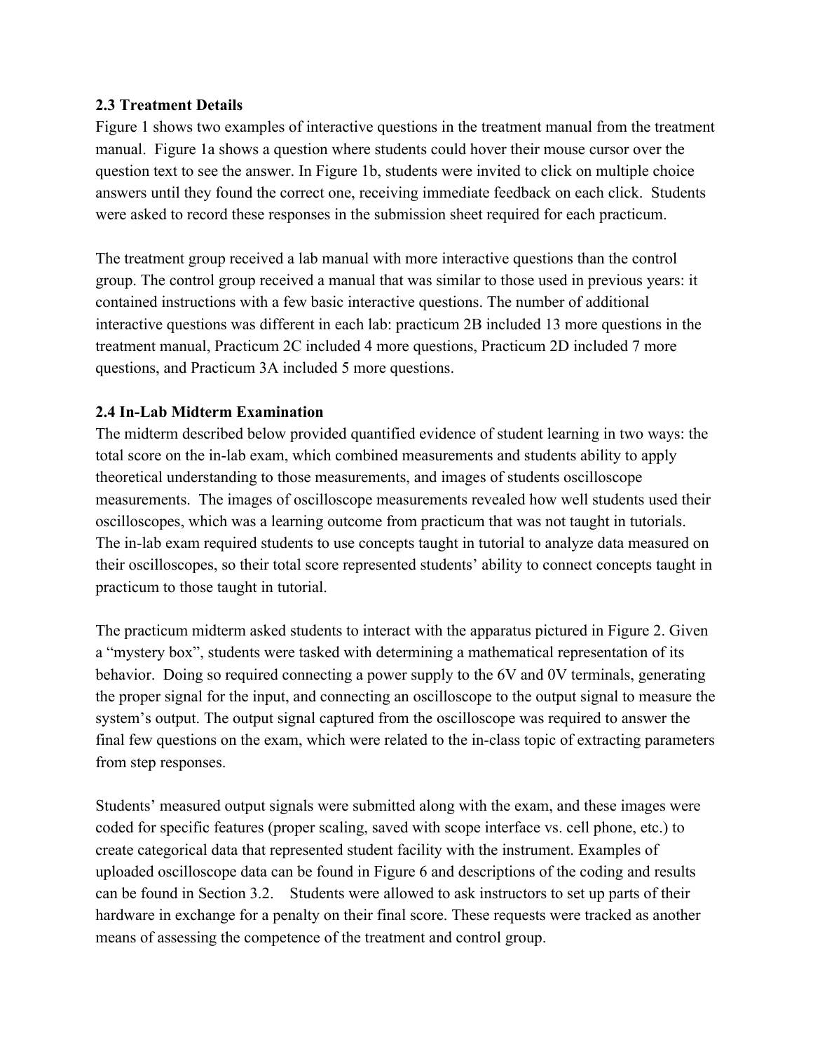### 2.3 Treatment Details

Figure 1 shows two examples of interactive questions in the treatment manual from the treatment manual. Figure 1a shows a question where students could hover their mouse cursor over the question text to see the answer. In Figure 1b, students were invited to click on multiple choice answers until they found the correct one, receiving immediate feedback on each click. Students were asked to record these responses in the submission sheet required for each practicum.

The treatment group received a lab manual with more interactive questions than the control group. The control group received a manual that was similar to those used in previous years: it contained instructions with a few basic interactive questions. The number of additional interactive questions was different in each lab: practicum 2B included 13 more questions in the treatment manual, Practicum 2C included 4 more questions, Practicum 2D included 7 more questions, and Practicum 3A included 5 more questions.

### 2.4 In-Lab Midterm Examination

The midterm described below provided quantified evidence of student learning in two ways: the total score on the in-lab exam, which combined measurements and students ability to apply theoretical understanding to those measurements, and images of students oscilloscope measurements. The images of oscilloscope measurements revealed how well students used their oscilloscopes, which was a learning outcome from practicum that was not taught in tutorials. The in-lab exam required students to use concepts taught in tutorial to analyze data measured on their oscilloscopes, so their total score represented students' ability to connect concepts taught in practicum to those taught in tutorial.

The practicum midterm asked students to interact with the apparatus pictured in Figure 2. Given a "mystery box", students were tasked with determining a mathematical representation of its behavior. Doing so required connecting a power supply to the 6V and 0V terminals, generating the proper signal for the input, and connecting an oscilloscope to the output signal to measure the system's output. The output signal captured from the oscilloscope was required to answer the final few questions on the exam, which were related to the in-class topic of extracting parameters from step responses.

Students' measured output signals were submitted along with the exam, and these images were coded for specific features (proper scaling, saved with scope interface vs. cell phone, etc.) to create categorical data that represented student facility with the instrument. Examples of uploaded oscilloscope data can be found in Figure 6 and descriptions of the coding and results can be found in Section 3.2. Students were allowed to ask instructors to set up parts of their hardware in exchange for a penalty on their final score. These requests were tracked as another means of assessing the competence of the treatment and control group.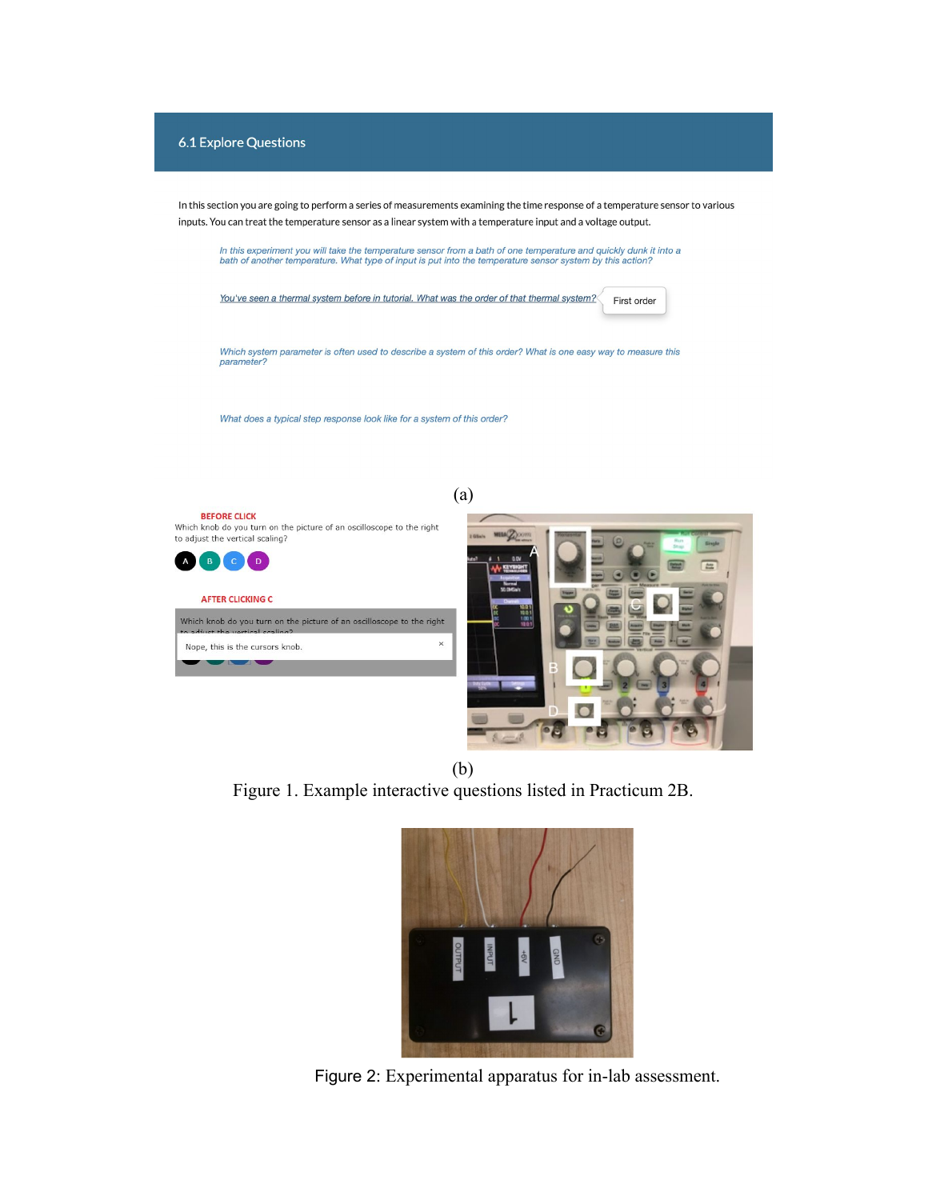## 6.1 Explore Questions

In this section you are going to perform a series of measurements examining the time response of a temperature sensor to various inputs. You can treat the temperature sensor as a linear system with a temperature input and a voltage output.

*In this experiment you will take the temperature sensor from a bath of one temperature and quickly dunk it into a bath of another temperature. What type of input is put into the temperature sensor system by this action?*

*You've seen a thermal system before in tutorial. What was the order of that thermal system?* First order

*Which system parameter is often used to describe a system of this order? What is one easy way to measure this parameter?*

*What does a typical step response look like for a system of this order?*

(a)

**BEFORE CLICK**

Which knob do you turn on the picture of an oscilloscope to the right to adjust the vertical scaling?

A B C D

**AFTER CLICKING C**

Which knob do you turn on the picture of an oscilloscope to the right to adjust the vertical scaling?

Nope, this is the cursors knob.

(b)

Figure 1. Example interactive questions listed in Practicum 2B.

Figure 2: Experimental apparatus for in-lab assessment.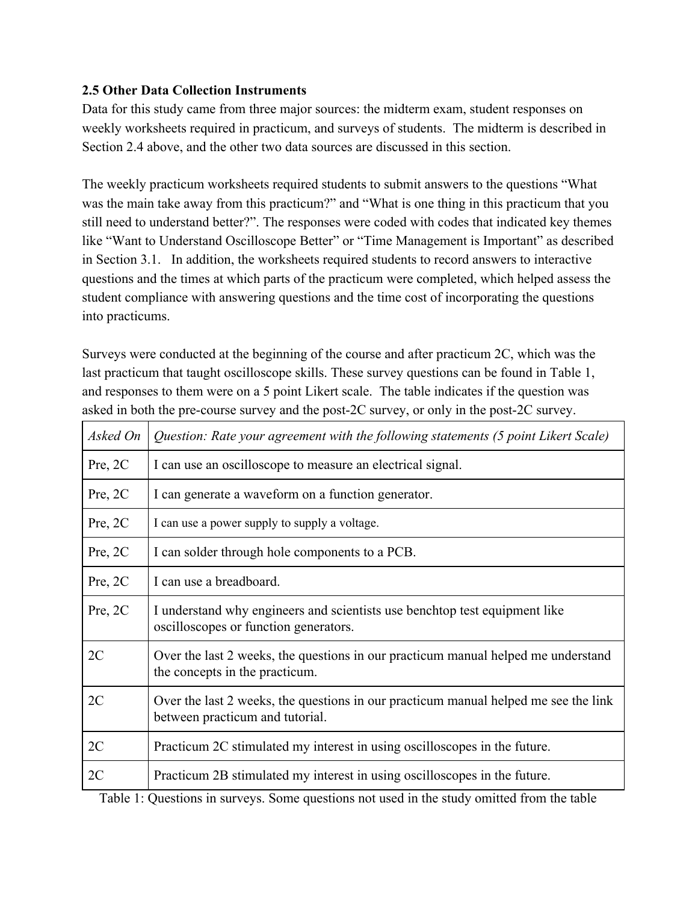### 2.5 Other Data Collection Instruments

Data for this study came from three major sources: the midterm exam, student responses on weekly worksheets required in practicum, and surveys of students. The midterm is described in Section 2.4 above, and the other two data sources are discussed in this section.

The weekly practicum worksheets required students to submit answers to the questions "What was the main take away from this practicum?" and "What is one thing in this practicum that you still need to understand better?". The responses were coded with codes that indicated key themes like "Want to Understand Oscilloscope Better" or "Time Management is Important" as described in Section 3.1. In addition, the worksheets required students to record answers to interactive questions and the times at which parts of the practicum were completed, which helped assess the student compliance with answering questions and the time cost of incorporating the questions into practicums.

Surveys were conducted at the beginning of the course and after practicum 2C, which was the last practicum that taught oscilloscope skills. These survey questions can be found in Table 1, and responses to them were on a 5 point Likert scale. The table indicates if the question was asked in both the pre-course survey and the post-2C survey, or only in the post-2C survey.

| *Asked On* | *Question: Rate your agreement with the following statements (5 point Likert Scale)* |
|---|---|
| Pre, 2C | I can use an oscilloscope to measure an electrical signal. |
| Pre, 2C | I can generate a waveform on a function generator. |
| Pre, 2C | I can use a power supply to supply a voltage. |
| Pre, 2C | I can solder through hole components to a PCB. |
| Pre, 2C | I can use a breadboard. |
| Pre, 2C | I understand why engineers and scientists use benchtop test equipment like oscilloscopes or function generators. |
| 2C | Over the last 2 weeks, the questions in our practicum manual helped me understand the concepts in the practicum. |
| 2C | Over the last 2 weeks, the questions in our practicum manual helped me see the link between practicum and tutorial. |
| 2C | Practicum 2C stimulated my interest in using oscilloscopes in the future. |
| 2C | Practicum 2B stimulated my interest in using oscilloscopes in the future. |

Table 1: Questions in surveys. Some questions not used in the study omitted from the table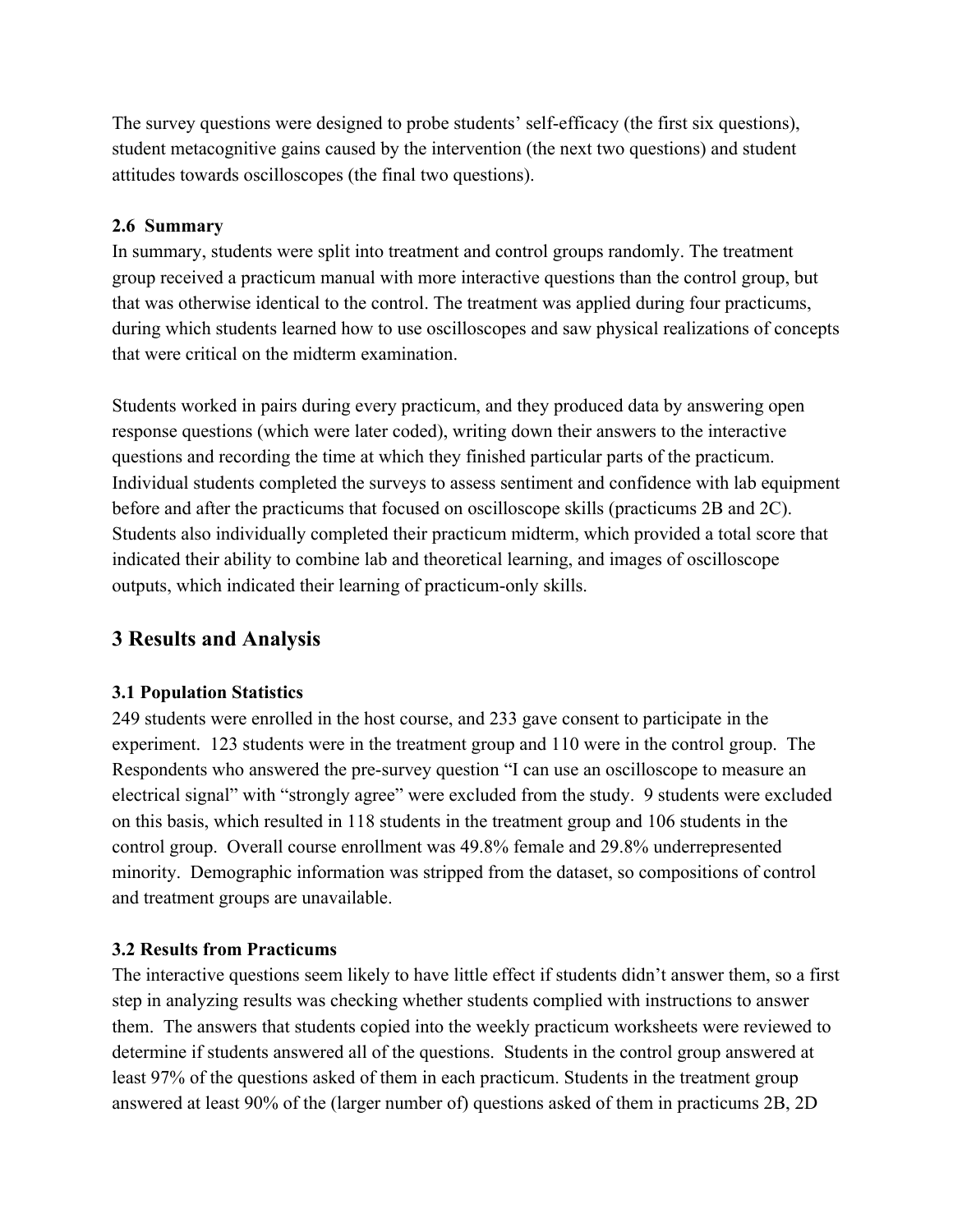The survey questions were designed to probe students' self-efficacy (the first six questions), student metacognitive gains caused by the intervention (the next two questions) and student attitudes towards oscilloscopes (the final two questions).

### 2.6 Summary

In summary, students were split into treatment and control groups randomly. The treatment group received a practicum manual with more interactive questions than the control group, but that was otherwise identical to the control. The treatment was applied during four practicums, during which students learned how to use oscilloscopes and saw physical realizations of concepts that were critical on the midterm examination.

Students worked in pairs during every practicum, and they produced data by answering open response questions (which were later coded), writing down their answers to the interactive questions and recording the time at which they finished particular parts of the practicum. Individual students completed the surveys to assess sentiment and confidence with lab equipment before and after the practicums that focused on oscilloscope skills (practicums 2B and 2C). Students also individually completed their practicum midterm, which provided a total score that indicated their ability to combine lab and theoretical learning, and images of oscilloscope outputs, which indicated their learning of practicum-only skills.

## 3 Results and Analysis

### 3.1 Population Statistics

249 students were enrolled in the host course, and 233 gave consent to participate in the experiment. 123 students were in the treatment group and 110 were in the control group. The Respondents who answered the pre-survey question "I can use an oscilloscope to measure an electrical signal" with "strongly agree" were excluded from the study. 9 students were excluded on this basis, which resulted in 118 students in the treatment group and 106 students in the control group. Overall course enrollment was 49.8% female and 29.8% underrepresented minority. Demographic information was stripped from the dataset, so compositions of control and treatment groups are unavailable.

### 3.2 Results from Practicums

The interactive questions seem likely to have little effect if students didn't answer them, so a first step in analyzing results was checking whether students complied with instructions to answer them. The answers that students copied into the weekly practicum worksheets were reviewed to determine if students answered all of the questions. Students in the control group answered at least 97% of the questions asked of them in each practicum. Students in the treatment group answered at least 90% of the (larger number of) questions asked of them in practicums 2B, 2D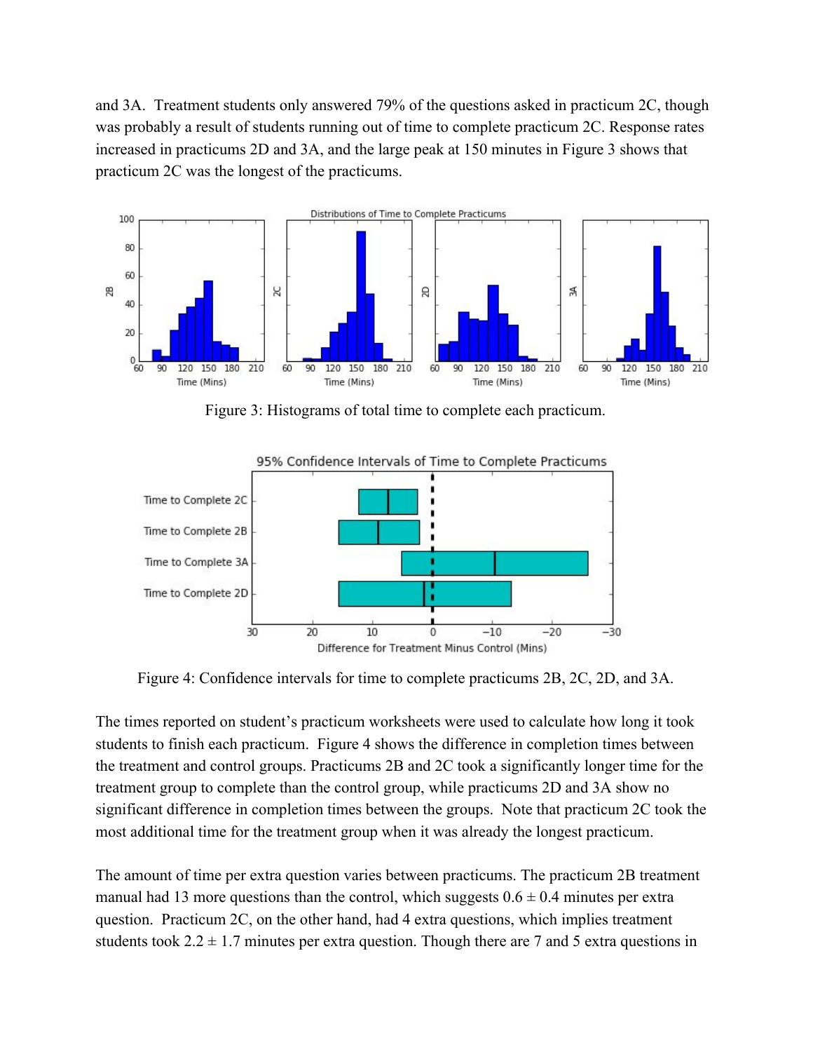and 3A. Treatment students only answered 79% of the questions asked in practicum 2C, though was probably a result of students running out of time to complete practicum 2C. Response rates increased in practicums 2D and 3A, and the large peak at 150 minutes in Figure 3 shows that practicum 2C was the longest of the practicums.

Figure 3: Histograms of total time to complete each practicum.

Figure 4: Confidence intervals for time to complete practicums 2B, 2C, 2D, and 3A.

The times reported on student's practicum worksheets were used to calculate how long it took students to finish each practicum. Figure 4 shows the difference in completion times between the treatment and control groups. Practicums 2B and 2C took a significantly longer time for the treatment group to complete than the control group, while practicums 2D and 3A show no significant difference in completion times between the groups. Note that practicum 2C took the most additional time for the treatment group when it was already the longest practicum.

The amount of time per extra question varies between practicums. The practicum 2B treatment manual had 13 more questions than the control, which suggests $0.6 \pm 0.4$ minutes per extra question. Practicum 2C, on the other hand, had 4 extra questions, which implies treatment students took $2.2 \pm 1.7$ minutes per extra question. Though there are 7 and 5 extra questions in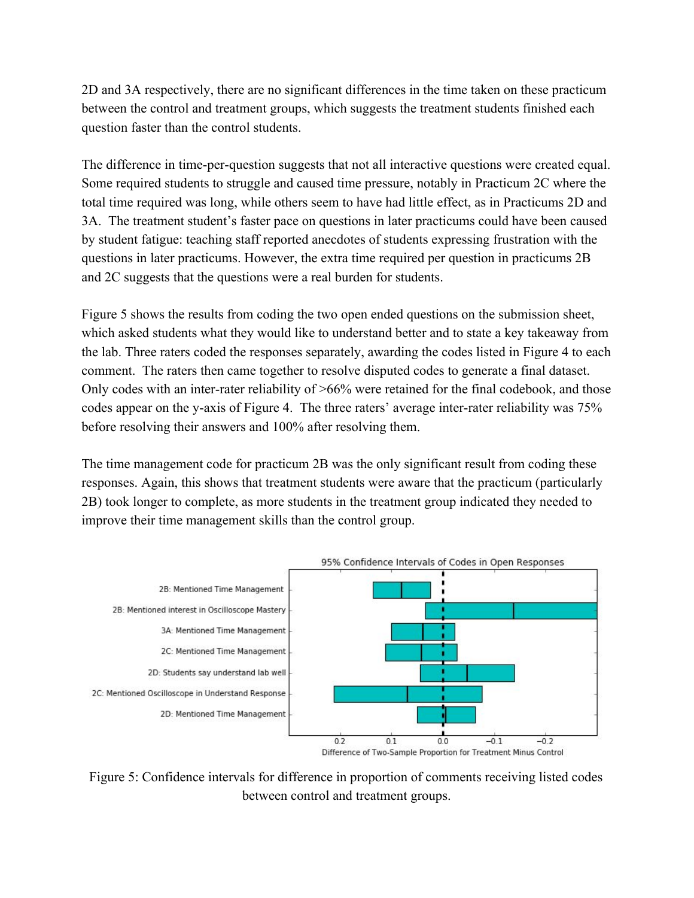2D and 3A respectively, there are no significant differences in the time taken on these practicum between the control and treatment groups, which suggests the treatment students finished each question faster than the control students.

The difference in time-per-question suggests that not all interactive questions were created equal. Some required students to struggle and caused time pressure, notably in Practicum 2C where the total time required was long, while others seem to have had little effect, as in Practicums 2D and 3A. The treatment student's faster pace on questions in later practicums could have been caused by student fatigue: teaching staff reported anecdotes of students expressing frustration with the questions in later practicums. However, the extra time required per question in practicums 2B and 2C suggests that the questions were a real burden for students.

Figure 5 shows the results from coding the two open ended questions on the submission sheet, which asked students what they would like to understand better and to state a key takeaway from the lab. Three raters coded the responses separately, awarding the codes listed in Figure 4 to each comment. The raters then came together to resolve disputed codes to generate a final dataset. Only codes with an inter-rater reliability of >66% were retained for the final codebook, and those codes appear on the y-axis of Figure 4. The three raters' average inter-rater reliability was 75% before resolving their answers and 100% after resolving them.

The time management code for practicum 2B was the only significant result from coding these responses. Again, this shows that treatment students were aware that the practicum (particularly 2B) took longer to complete, as more students in the treatment group indicated they needed to improve their time management skills than the control group.

Figure 5: Confidence intervals for difference in proportion of comments receiving listed codes between control and treatment groups.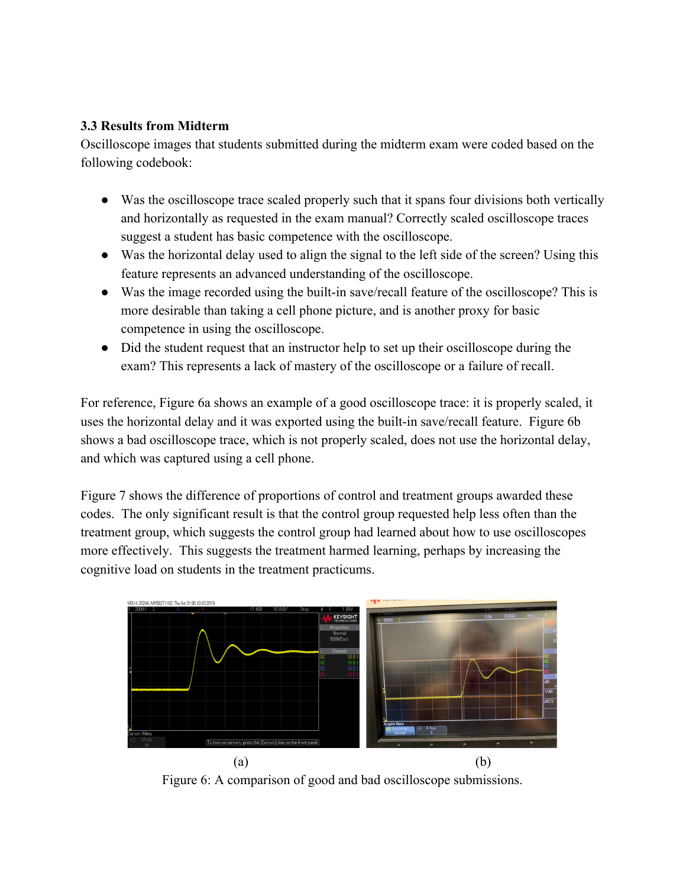### 3.3 Results from Midterm

Oscilloscope images that students submitted during the midterm exam were coded based on the following codebook:

- Was the oscilloscope trace scaled properly such that it spans four divisions both vertically and horizontally as requested in the exam manual? Correctly scaled oscilloscope traces suggest a student has basic competence with the oscilloscope.
- Was the horizontal delay used to align the signal to the left side of the screen? Using this feature represents an advanced understanding of the oscilloscope.
- Was the image recorded using the built-in save/recall feature of the oscilloscope? This is more desirable than taking a cell phone picture, and is another proxy for basic competence in using the oscilloscope.
- Did the student request that an instructor help to set up their oscilloscope during the exam? This represents a lack of mastery of the oscilloscope or a failure of recall.

For reference, Figure 6a shows an example of a good oscilloscope trace: it is properly scaled, it uses the horizontal delay and it was exported using the built-in save/recall feature. Figure 6b shows a bad oscilloscope trace, which is not properly scaled, does not use the horizontal delay, and which was captured using a cell phone.

Figure 7 shows the difference of proportions of control and treatment groups awarded these codes. The only significant result is that the control group requested help less often than the treatment group, which suggests the control group had learned about how to use oscilloscopes more effectively. This suggests the treatment harmed learning, perhaps by increasing the cognitive load on students in the treatment practicums.

(a) (b)

Figure 6: A comparison of good and bad oscilloscope submissions.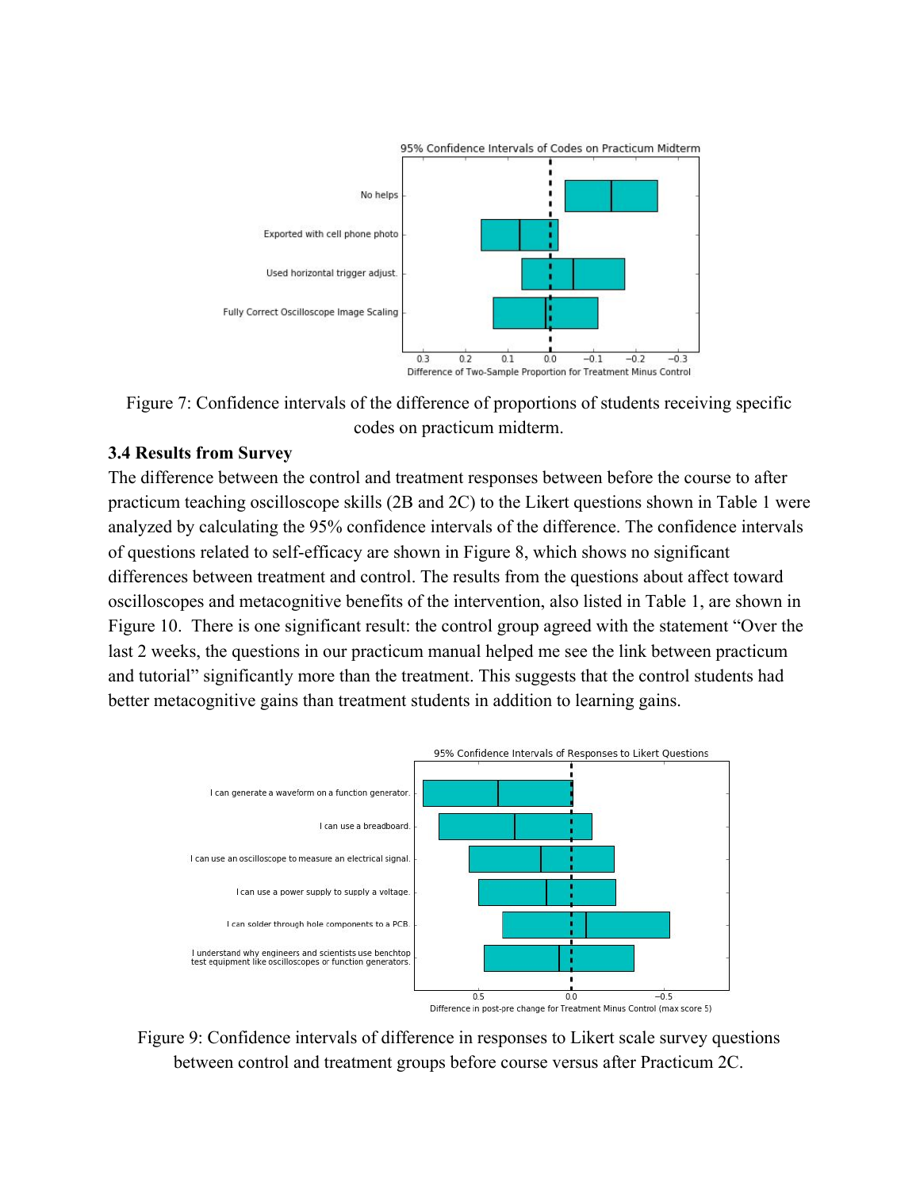Figure 7: Confidence intervals of the difference of proportions of students receiving specific codes on practicum midterm.

### 3.4 Results from Survey

The difference between the control and treatment responses between before the course to after practicum teaching oscilloscope skills (2B and 2C) to the Likert questions shown in Table 1 were analyzed by calculating the 95% confidence intervals of the difference. The confidence intervals of questions related to self-efficacy are shown in Figure 8, which shows no significant differences between treatment and control. The results from the questions about affect toward oscilloscopes and metacognitive benefits of the intervention, also listed in Table 1, are shown in Figure 10. There is one significant result: the control group agreed with the statement "Over the last 2 weeks, the questions in our practicum manual helped me see the link between practicum and tutorial" significantly more than the treatment. This suggests that the control students had better metacognitive gains than treatment students in addition to learning gains.

Figure 9: Confidence intervals of difference in responses to Likert scale survey questions between control and treatment groups before course versus after Practicum 2C.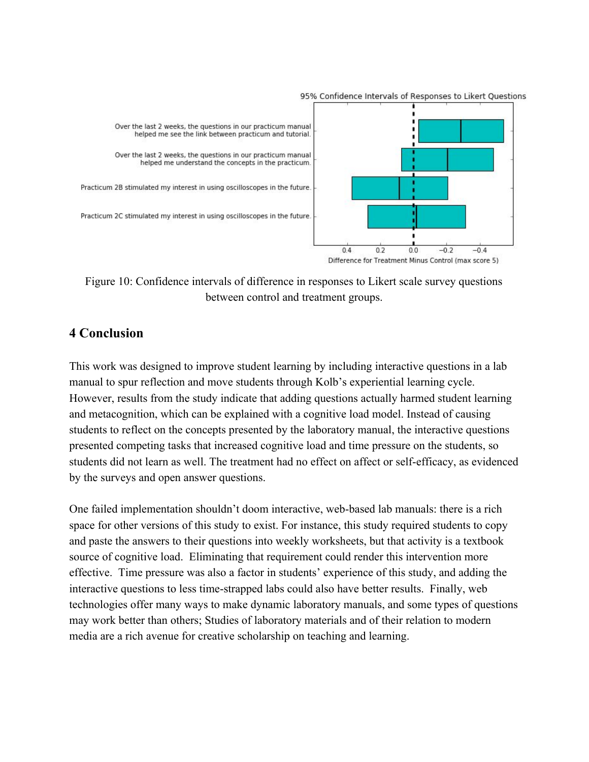Figure 10: Confidence intervals of difference in responses to Likert scale survey questions between control and treatment groups.

## 4 Conclusion

This work was designed to improve student learning by including interactive questions in a lab manual to spur reflection and move students through Kolb's experiential learning cycle. However, results from the study indicate that adding questions actually harmed student learning and metacognition, which can be explained with a cognitive load model. Instead of causing students to reflect on the concepts presented by the laboratory manual, the interactive questions presented competing tasks that increased cognitive load and time pressure on the students, so students did not learn as well. The treatment had no effect on affect or self-efficacy, as evidenced by the surveys and open answer questions.

One failed implementation shouldn't doom interactive, web-based lab manuals: there is a rich space for other versions of this study to exist. For instance, this study required students to copy and paste the answers to their questions into weekly worksheets, but that activity is a textbook source of cognitive load. Eliminating that requirement could render this intervention more effective. Time pressure was also a factor in students' experience of this study, and adding the interactive questions to less time-strapped labs could also have better results. Finally, web technologies offer many ways to make dynamic laboratory manuals, and some types of questions may work better than others; Studies of laboratory materials and of their relation to modern media are a rich avenue for creative scholarship on teaching and learning.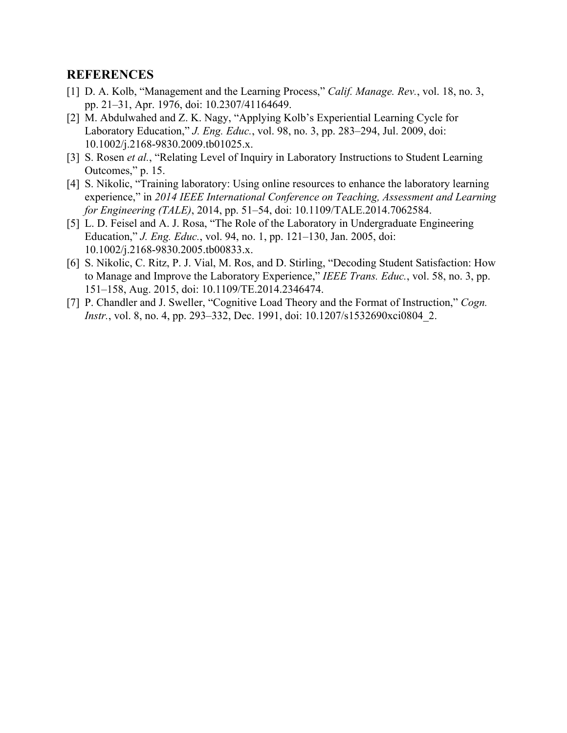## REFERENCES

[1] D. A. Kolb, "Management and the Learning Process," *Calif. Manage. Rev.*, vol. 18, no. 3, pp. 21–31, Apr. 1976, doi: 10.2307/41164649.

[2] M. Abdulwahed and Z. K. Nagy, "Applying Kolb's Experiential Learning Cycle for Laboratory Education," *J. Eng. Educ.*, vol. 98, no. 3, pp. 283–294, Jul. 2009, doi: 10.1002/j.2168-9830.2009.tb01025.x.

[3] S. Rosen *et al.*, "Relating Level of Inquiry in Laboratory Instructions to Student Learning Outcomes," p. 15.

[4] S. Nikolic, "Training laboratory: Using online resources to enhance the laboratory learning experience," in *2014 IEEE International Conference on Teaching, Assessment and Learning for Engineering (TALE)*, 2014, pp. 51–54, doi: 10.1109/TALE.2014.7062584.

[5] L. D. Feisel and A. J. Rosa, "The Role of the Laboratory in Undergraduate Engineering Education," *J. Eng. Educ.*, vol. 94, no. 1, pp. 121–130, Jan. 2005, doi: 10.1002/j.2168-9830.2005.tb00833.x.

[6] S. Nikolic, C. Ritz, P. J. Vial, M. Ros, and D. Stirling, "Decoding Student Satisfaction: How to Manage and Improve the Laboratory Experience," *IEEE Trans. Educ.*, vol. 58, no. 3, pp. 151–158, Aug. 2015, doi: 10.1109/TE.2014.2346474.

[7] P. Chandler and J. Sweller, "Cognitive Load Theory and the Format of Instruction," *Cogn. Instr.*, vol. 8, no. 4, pp. 293–332, Dec. 1991, doi: 10.1207/s1532690xci0804_2.